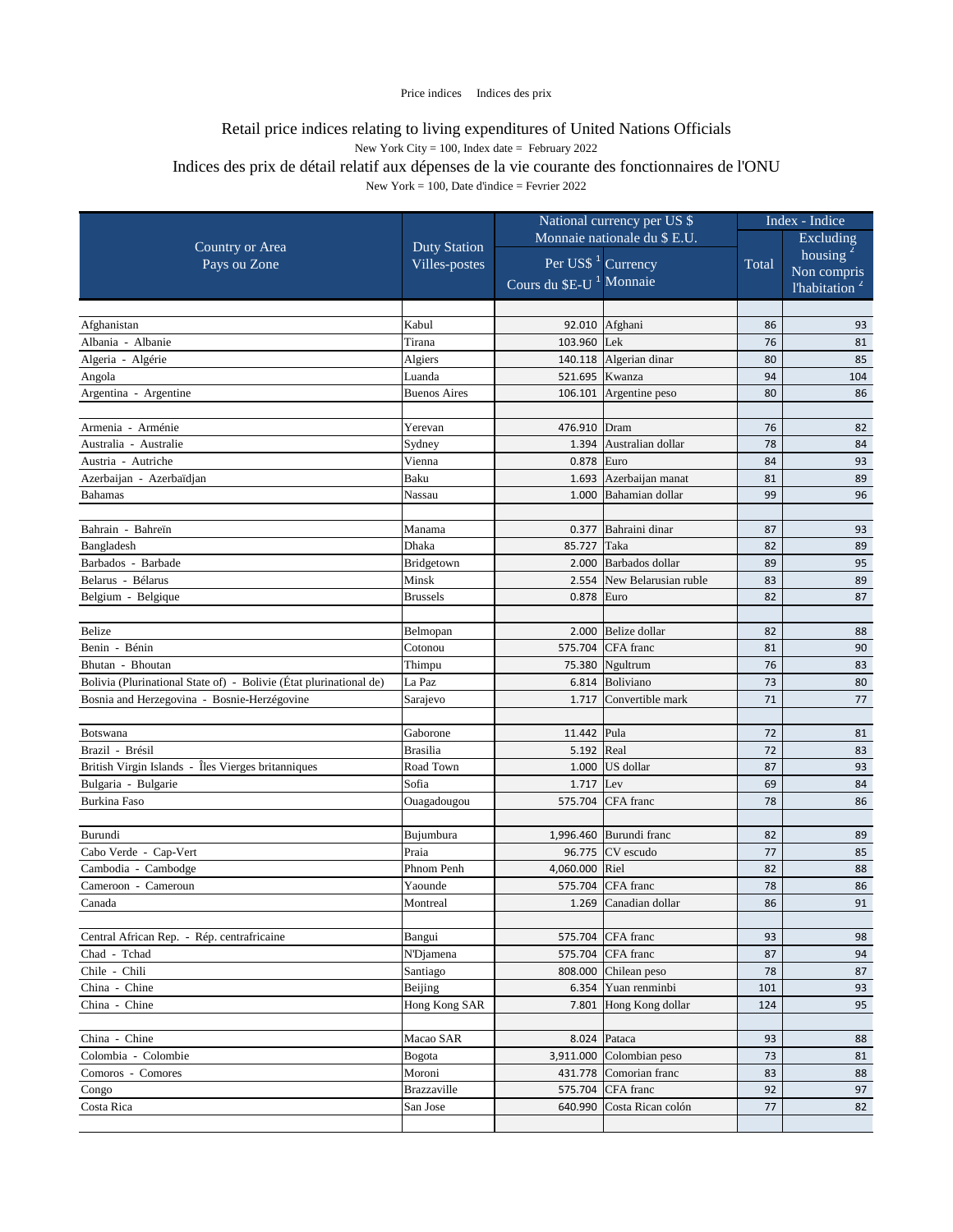Price indices    Indices des prix

# Retail price indices relating to living expenditures of United Nations Officials

New York City = 100, Index date = February 2022

# Indices des prix de détail relatif aux dépenses de la vie courante des fonctionnaires de l'ONU

New York = 100, Date d'indice = Fevrier 2022

| Country or Area<br>Pays ou Zone | Duty Station<br>Villes-postes | National currency per US $<br>Monnaie nationale du $ E.U. | | Index - Indice | |
|---|---|---|---|---|---|
| | | Per US$ [1]<br>Cours du $E-U [1] | Currency<br>Monnaie | Total | Excluding housing [2]<br>Non compris l'habitation [2] |
| Afghanistan | Kabul | 92.010 | Afghani | 86 | 93 |
| Albania - Albanie | Tirana | 103.960 | Lek | 76 | 81 |
| Algeria - Algérie | Algiers | 140.118 | Algerian dinar | 80 | 85 |
| Angola | Luanda | 521.695 | Kwanza | 94 | 104 |
| Argentina - Argentine | Buenos Aires | 106.101 | Argentine peso | 80 | 86 |
| Armenia - Arménie | Yerevan | 476.910 | Dram | 76 | 82 |
| Australia - Australie | Sydney | 1.394 | Australian dollar | 78 | 84 |
| Austria - Autriche | Vienna | 0.878 | Euro | 84 | 93 |
| Azerbaijan - Azerbaïdjan | Baku | 1.693 | Azerbaijan manat | 81 | 89 |
| Bahamas | Nassau | 1.000 | Bahamian dollar | 99 | 96 |
| Bahrain - Bahreïn | Manama | 0.377 | Bahraini dinar | 87 | 93 |
| Bangladesh | Dhaka | 85.727 | Taka | 82 | 89 |
| Barbados - Barbade | Bridgetown | 2.000 | Barbados dollar | 89 | 95 |
| Belarus - Bélarus | Minsk | 2.554 | New Belarusian ruble | 83 | 89 |
| Belgium - Belgique | Brussels | 0.878 | Euro | 82 | 87 |
| Belize | Belmopan | 2.000 | Belize dollar | 82 | 88 |
| Benin - Bénin | Cotonou | 575.704 | CFA franc | 81 | 90 |
| Bhutan - Bhoutan | Thimpu | 75.380 | Ngultrum | 76 | 83 |
| Bolivia (Plurinational State of) - Bolivie (État plurinational de) | La Paz | 6.814 | Boliviano | 73 | 80 |
| Bosnia and Herzegovina - Bosnie-Herzégovine | Sarajevo | 1.717 | Convertible mark | 71 | 77 |
| Botswana | Gaborone | 11.442 | Pula | 72 | 81 |
| Brazil - Brésil | Brasilia | 5.192 | Real | 72 | 83 |
| British Virgin Islands - Îles Vierges britanniques | Road Town | 1.000 | US dollar | 87 | 93 |
| Bulgaria - Bulgarie | Sofia | 1.717 | Lev | 69 | 84 |
| Burkina Faso | Ouagadougou | 575.704 | CFA franc | 78 | 86 |
| Burundi | Bujumbura | 1,996.460 | Burundi franc | 82 | 89 |
| Cabo Verde - Cap-Vert | Praia | 96.775 | CV escudo | 77 | 85 |
| Cambodia - Cambodge | Phnom Penh | 4,060.000 | Riel | 82 | 88 |
| Cameroon - Cameroun | Yaounde | 575.704 | CFA franc | 78 | 86 |
| Canada | Montreal | 1.269 | Canadian dollar | 86 | 91 |
| Central African Rep. - Rép. centrafricaine | Bangui | 575.704 | CFA franc | 93 | 98 |
| Chad - Tchad | N'Djamena | 575.704 | CFA franc | 87 | 94 |
| Chile - Chili | Santiago | 808.000 | Chilean peso | 78 | 87 |
| China - Chine | Beijing | 6.354 | Yuan renminbi | 101 | 93 |
| China - Chine | Hong Kong SAR | 7.801 | Hong Kong dollar | 124 | 95 |
| China - Chine | Macao SAR | 8.024 | Pataca | 93 | 88 |
| Colombia - Colombie | Bogota | 3,911.000 | Colombian peso | 73 | 81 |
| Comoros - Comores | Moroni | 431.778 | Comorian franc | 83 | 88 |
| Congo | Brazzaville | 575.704 | CFA franc | 92 | 97 |
| Costa Rica | San Jose | 640.990 | Costa Rican colón | 77 | 82 |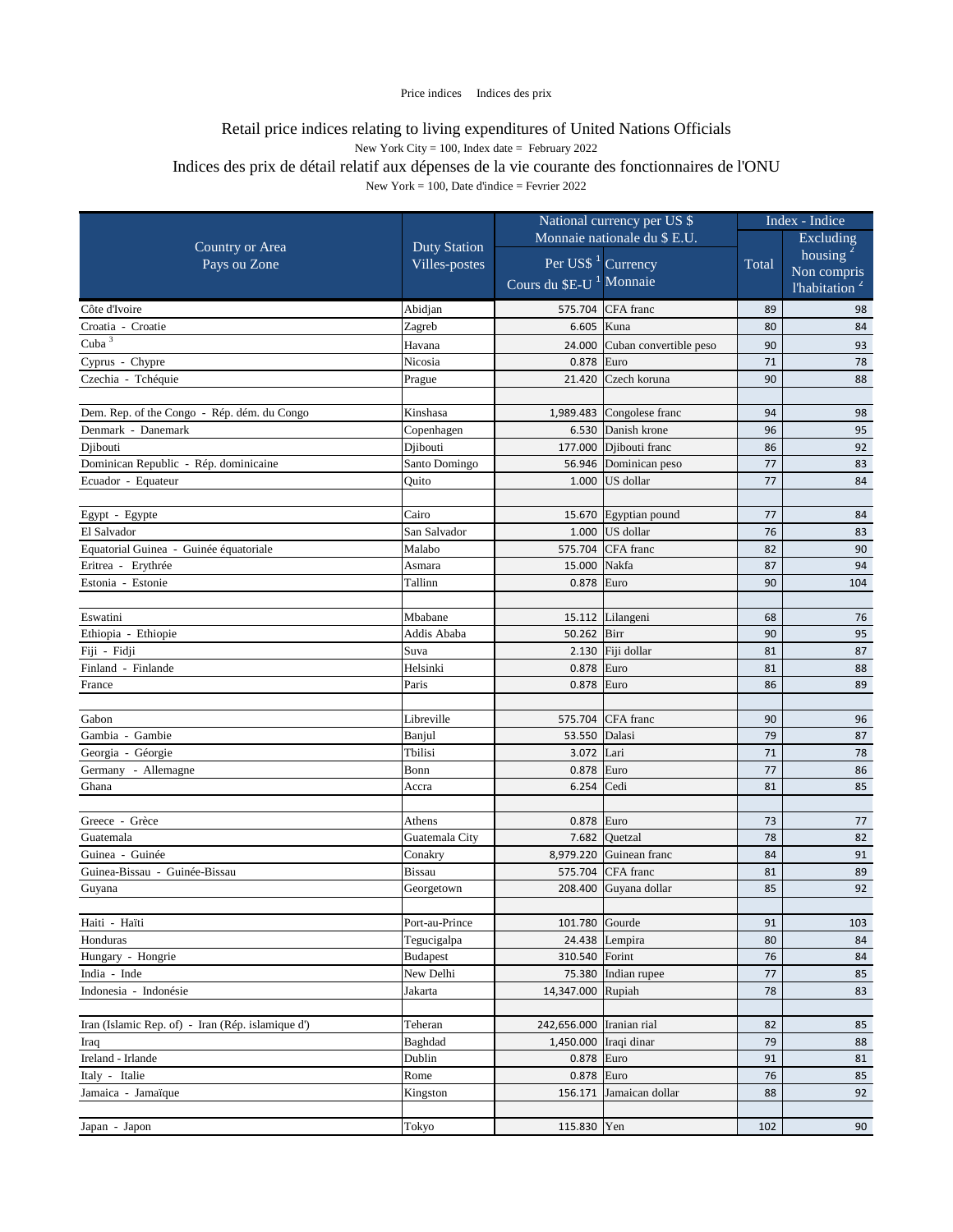Price indices Indices des prix

# Retail price indices relating to living expenditures of United Nations Officials

New York City = 100, Index date = February 2022

# Indices des prix de détail relatif aux dépenses de la vie courante des fonctionnaires de l'ONU

New York = 100, Date d'indice = Fevrier 2022

| Country or Area<br>Pays ou Zone | Duty Station<br>Villes-postes | National currency per US $<br>Monnaie nationale du $ E.U. | | Index - Indice | |
|---|---|---|---|---|---|
| | | Per US$ [1]<br>Cours du $E-U [1] | Currency<br>Monnaie | Total | Excluding housing [2]<br>Non compris l'habitation [2] |
| Côte d'Ivoire | Abidjan | 575.704 | CFA franc | 89 | 98 |
| Croatia - Croatie | Zagreb | 6.605 | Kuna | 80 | 84 |
| Cuba [3] | Havana | 24.000 | Cuban convertible peso | 90 | 93 |
| Cyprus - Chypre | Nicosia | 0.878 | Euro | 71 | 78 |
| Czechia - Tchéquie | Prague | 21.420 | Czech koruna | 90 | 88 |
| | | | | | |
| Dem. Rep. of the Congo - Rép. dém. du Congo | Kinshasa | 1,989.483 | Congolese franc | 94 | 98 |
| Denmark - Danemark | Copenhagen | 6.530 | Danish krone | 96 | 95 |
| Djibouti | Djibouti | 177.000 | Djibouti franc | 86 | 92 |
| Dominican Republic - Rép. dominicaine | Santo Domingo | 56.946 | Dominican peso | 77 | 83 |
| Ecuador - Equateur | Quito | 1.000 | US dollar | 77 | 84 |
| | | | | | |
| Egypt - Egypte | Cairo | 15.670 | Egyptian pound | 77 | 84 |
| El Salvador | San Salvador | 1.000 | US dollar | 76 | 83 |
| Equatorial Guinea - Guinée équatoriale | Malabo | 575.704 | CFA franc | 82 | 90 |
| Eritrea - Erythrée | Asmara | 15.000 | Nakfa | 87 | 94 |
| Estonia - Estonie | Tallinn | 0.878 | Euro | 90 | 104 |
| | | | | | |
| Eswatini | Mbabane | 15.112 | Lilangeni | 68 | 76 |
| Ethiopia - Ethiopie | Addis Ababa | 50.262 | Birr | 90 | 95 |
| Fiji - Fidji | Suva | 2.130 | Fiji dollar | 81 | 87 |
| Finland - Finlande | Helsinki | 0.878 | Euro | 81 | 88 |
| France | Paris | 0.878 | Euro | 86 | 89 |
| | | | | | |
| Gabon | Libreville | 575.704 | CFA franc | 90 | 96 |
| Gambia - Gambie | Banjul | 53.550 | Dalasi | 79 | 87 |
| Georgia - Géorgie | Tbilisi | 3.072 | Lari | 71 | 78 |
| Germany - Allemagne | Bonn | 0.878 | Euro | 77 | 86 |
| Ghana | Accra | 6.254 | Cedi | 81 | 85 |
| | | | | | |
| Greece - Grèce | Athens | 0.878 | Euro | 73 | 77 |
| Guatemala | Guatemala City | 7.682 | Quetzal | 78 | 82 |
| Guinea - Guinée | Conakry | 8,979.220 | Guinean franc | 84 | 91 |
| Guinea-Bissau - Guinée-Bissau | Bissau | 575.704 | CFA franc | 81 | 89 |
| Guyana | Georgetown | 208.400 | Guyana dollar | 85 | 92 |
| | | | | | |
| Haiti - Haïti | Port-au-Prince | 101.780 | Gourde | 91 | 103 |
| Honduras | Tegucigalpa | 24.438 | Lempira | 80 | 84 |
| Hungary - Hongrie | Budapest | 310.540 | Forint | 76 | 84 |
| India - Inde | New Delhi | 75.380 | Indian rupee | 77 | 85 |
| Indonesia - Indonésie | Jakarta | 14,347.000 | Rupiah | 78 | 83 |
| | | | | | |
| Iran (Islamic Rep. of) - Iran (Rép. islamique d') | Teheran | 242,656.000 | Iranian rial | 82 | 85 |
| Iraq | Baghdad | 1,450.000 | Iraqi dinar | 79 | 88 |
| Ireland - Irlande | Dublin | 0.878 | Euro | 91 | 81 |
| Italy - Italie | Rome | 0.878 | Euro | 76 | 85 |
| Jamaica - Jamaïque | Kingston | 156.171 | Jamaican dollar | 88 | 92 |
| | | | | | |
| Japan - Japon | Tokyo | 115.830 | Yen | 102 | 90 |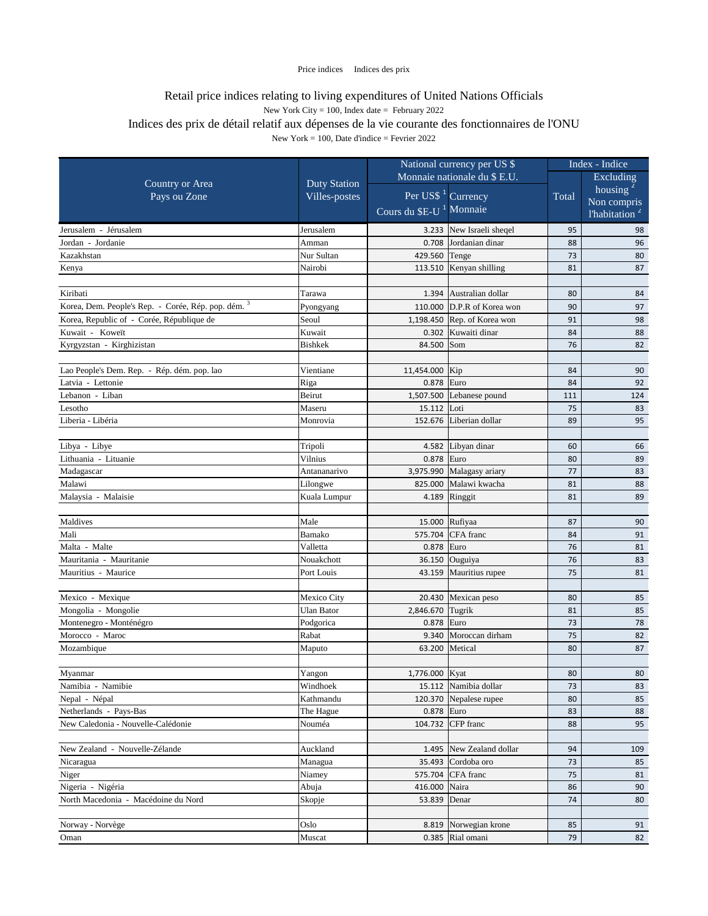Price indices Indices des prix

# Retail price indices relating to living expenditures of United Nations Officials

New York City = 100, Index date = February 2022

# Indices des prix de détail relatif aux dépenses de la vie courante des fonctionnaires de l'ONU

New York = 100, Date d'indice = Fevrier 2022

| Country or Area<br>Pays ou Zone | Duty Station<br>Villes-postes | National currency per US $<br>Monnaie nationale du $ E.U.<br>Per US$ [1]<br>Cours du $E-U [1] | Currency<br>Monnaie | Index - Indice<br>Total | Excluding housing [2]<br>Non compris l'habitation [2] |
|---|---|---|---|---|---|
| Jerusalem - Jérusalem | Jerusalem | 3.233 | New Israeli sheqel | 95 | 98 |
| Jordan - Jordanie | Amman | 0.708 | Jordanian dinar | 88 | 96 |
| Kazakhstan | Nur Sultan | 429.560 | Tenge | 73 | 80 |
| Kenya | Nairobi | 113.510 | Kenyan shilling | 81 | 87 |
| | | | | | |
| Kiribati | Tarawa | 1.394 | Australian dollar | 80 | 84 |
| Korea, Dem. People's Rep. - Corée, Rép. pop. dém. [3] | Pyongyang | 110.000 | D.P.R of Korea won | 90 | 97 |
| Korea, Republic of - Corée, République de | Seoul | 1,198.450 | Rep. of Korea won | 91 | 98 |
| Kuwait - Koweït | Kuwait | 0.302 | Kuwaiti dinar | 84 | 88 |
| Kyrgyzstan - Kirghizistan | Bishkek | 84.500 | Som | 76 | 82 |
| | | | | | |
| Lao People's Dem. Rep. - Rép. dém. pop. lao | Vientiane | 11,454.000 | Kip | 84 | 90 |
| Latvia - Lettonie | Riga | 0.878 | Euro | 84 | 92 |
| Lebanon - Liban | Beirut | 1,507.500 | Lebanese pound | 111 | 124 |
| Lesotho | Maseru | 15.112 | Loti | 75 | 83 |
| Liberia - Libéria | Monrovia | 152.676 | Liberian dollar | 89 | 95 |
| | | | | | |
| Libya - Libye | Tripoli | 4.582 | Libyan dinar | 60 | 66 |
| Lithuania - Lituanie | Vilnius | 0.878 | Euro | 80 | 89 |
| Madagascar | Antananarivo | 3,975.990 | Malagasy ariary | 77 | 83 |
| Malawi | Lilongwe | 825.000 | Malawi kwacha | 81 | 88 |
| Malaysia - Malaisie | Kuala Lumpur | 4.189 | Ringgit | 81 | 89 |
| | | | | | |
| Maldives | Male | 15.000 | Rufiyaa | 87 | 90 |
| Mali | Bamako | 575.704 | CFA franc | 84 | 91 |
| Malta - Malte | Valletta | 0.878 | Euro | 76 | 81 |
| Mauritania - Mauritanie | Nouakchott | 36.150 | Ouguiya | 76 | 83 |
| Mauritius - Maurice | Port Louis | 43.159 | Mauritius rupee | 75 | 81 |
| | | | | | |
| Mexico - Mexique | Mexico City | 20.430 | Mexican peso | 80 | 85 |
| Mongolia - Mongolie | Ulan Bator | 2,846.670 | Tugrik | 81 | 85 |
| Montenegro - Monténégro | Podgorica | 0.878 | Euro | 73 | 78 |
| Morocco - Maroc | Rabat | 9.340 | Moroccan dirham | 75 | 82 |
| Mozambique | Maputo | 63.200 | Metical | 80 | 87 |
| | | | | | |
| Myanmar | Yangon | 1,776.000 | Kyat | 80 | 80 |
| Namibia - Namibie | Windhoek | 15.112 | Namibia dollar | 73 | 83 |
| Nepal - Népal | Kathmandu | 120.370 | Nepalese rupee | 80 | 85 |
| Netherlands - Pays-Bas | The Hague | 0.878 | Euro | 83 | 88 |
| New Caledonia - Nouvelle-Calédonie | Nouméa | 104.732 | CFP franc | 88 | 95 |
| | | | | | |
| New Zealand - Nouvelle-Zélande | Auckland | 1.495 | New Zealand dollar | 94 | 109 |
| Nicaragua | Managua | 35.493 | Cordoba oro | 73 | 85 |
| Niger | Niamey | 575.704 | CFA franc | 75 | 81 |
| Nigeria - Nigéria | Abuja | 416.000 | Naira | 86 | 90 |
| North Macedonia - Macédoine du Nord | Skopje | 53.839 | Denar | 74 | 80 |
| | | | | | |
| Norway - Norvège | Oslo | 8.819 | Norwegian krone | 85 | 91 |
| Oman | Muscat | 0.385 | Rial omani | 79 | 82 |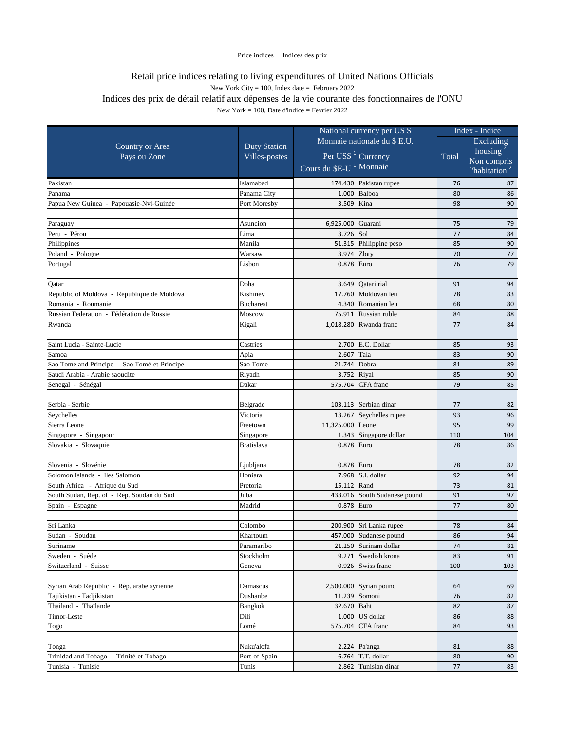Price indices    Indices des prix

# Retail price indices relating to living expenditures of United Nations Officials

New York City = 100, Index date = February 2022

# Indices des prix de détail relatif aux dépenses de la vie courante des fonctionnaires de l'ONU

New York = 100, Date d'indice = Fevrier 2022

| Country or Area<br>Pays ou Zone | Duty Station<br>Villes-postes | National currency per US $<br>Monnaie nationale du $ E.U. | | Index - Indice | |
|---|---|---|---|---|---|
| | | Per US$ [1]<br>Cours du $E-U [1] | Currency<br>Monnaie | Total | Excluding housing [2]<br>Non compris l'habitation [2] |
| Pakistan | Islamabad | 174.430 | Pakistan rupee | 76 | 87 |
| Panama | Panama City | 1.000 | Balboa | 80 | 86 |
| Papua New Guinea - Papouasie-Nvl-Guinée | Port Moresby | 3.509 | Kina | 98 | 90 |
| | | | | | |
| Paraguay | Asuncion | 6,925.000 | Guarani | 75 | 79 |
| Peru - Pérou | Lima | 3.726 | Sol | 77 | 84 |
| Philippines | Manila | 51.315 | Philippine peso | 85 | 90 |
| Poland - Pologne | Warsaw | 3.974 | Zloty | 70 | 77 |
| Portugal | Lisbon | 0.878 | Euro | 76 | 79 |
| | | | | | |
| Qatar | Doha | 3.649 | Qatari rial | 91 | 94 |
| Republic of Moldova - République de Moldova | Kishinev | 17.760 | Moldovan leu | 78 | 83 |
| Romania - Roumanie | Bucharest | 4.340 | Romanian leu | 68 | 80 |
| Russian Federation - Fédération de Russie | Moscow | 75.911 | Russian ruble | 84 | 88 |
| Rwanda | Kigali | 1,018.280 | Rwanda franc | 77 | 84 |
| | | | | | |
| Saint Lucia - Sainte-Lucie | Castries | 2.700 | E.C. Dollar | 85 | 93 |
| Samoa | Apia | 2.607 | Tala | 83 | 90 |
| Sao Tome and Principe - Sao Tomé-et-Principe | Sao Tome | 21.744 | Dobra | 81 | 89 |
| Saudi Arabia - Arabie saoudite | Riyadh | 3.752 | Riyal | 85 | 90 |
| Senegal - Sénégal | Dakar | 575.704 | CFA franc | 79 | 85 |
| | | | | | |
| Serbia - Serbie | Belgrade | 103.113 | Serbian dinar | 77 | 82 |
| Seychelles | Victoria | 13.267 | Seychelles rupee | 93 | 96 |
| Sierra Leone | Freetown | 11,325.000 | Leone | 95 | 99 |
| Singapore - Singapour | Singapore | 1.343 | Singapore dollar | 110 | 104 |
| Slovakia - Slovaquie | Bratislava | 0.878 | Euro | 78 | 86 |
| | | | | | |
| Slovenia - Slovénie | Ljubljana | 0.878 | Euro | 78 | 82 |
| Solomon Islands - Iles Salomon | Honiara | 7.968 | S.I. dollar | 92 | 94 |
| South Africa - Afrique du Sud | Pretoria | 15.112 | Rand | 73 | 81 |
| South Sudan, Rep. of - Rép. Soudan du Sud | Juba | 433.016 | South Sudanese pound | 91 | 97 |
| Spain - Espagne | Madrid | 0.878 | Euro | 77 | 80 |
| | | | | | |
| Sri Lanka | Colombo | 200.900 | Sri Lanka rupee | 78 | 84 |
| Sudan - Soudan | Khartoum | 457.000 | Sudanese pound | 86 | 94 |
| Suriname | Paramaribo | 21.250 | Surinam dollar | 74 | 81 |
| Sweden - Suède | Stockholm | 9.271 | Swedish krona | 83 | 91 |
| Switzerland - Suisse | Geneva | 0.926 | Swiss franc | 100 | 103 |
| | | | | | |
| Syrian Arab Republic - Rép. arabe syrienne | Damascus | 2,500.000 | Syrian pound | 64 | 69 |
| Tajikistan - Tadjikistan | Dushanbe | 11.239 | Somoni | 76 | 82 |
| Thailand - Thaïlande | Bangkok | 32.670 | Baht | 82 | 87 |
| Timor-Leste | Dili | 1.000 | US dollar | 86 | 88 |
| Togo | Lomé | 575.704 | CFA franc | 84 | 93 |
| | | | | | |
| Tonga | Nuku'alofa | 2.224 | Pa'anga | 81 | 88 |
| Trinidad and Tobago - Trinité-et-Tobago | Port-of-Spain | 6.764 | T.T. dollar | 80 | 90 |
| Tunisia - Tunisie | Tunis | 2.862 | Tunisian dinar | 77 | 83 |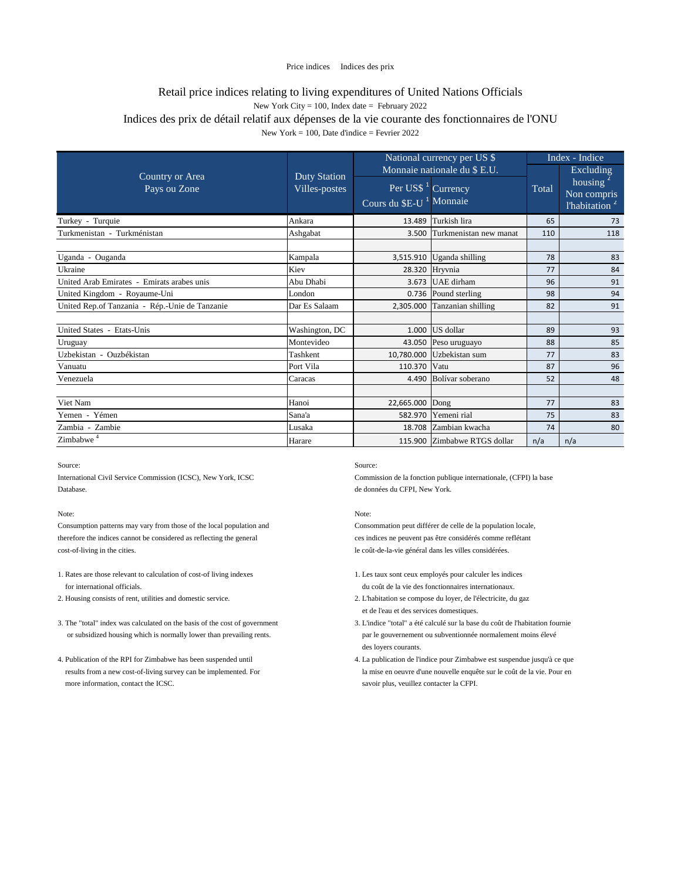Price indices Indices des prix

# Retail price indices relating to living expenditures of United Nations Officials

New York City = 100, Index date = February 2022

# Indices des prix de détail relatif aux dépenses de la vie courante des fonctionnaires de l'ONU

New York = 100, Date d'indice = Fevrier 2022

| Country or Area<br>Pays ou Zone | Duty Station<br>Villes-postes | National currency per US $<br>Monnaie nationale du $ E.U. | | Index - Indice | |
|---|---|---|---|---|---|
| | | Per US$ [1]<br>Cours du $E-U [1] | Currency<br>Monnaie | Total | Excluding housing [2]<br>Non compris l'habitation [2] |
| Turkey - Turquie | Ankara | 13.489 | Turkish lira | 65 | 73 |
| Turkmenistan - Turkménistan | Ashgabat | 3.500 | Turkmenistan new manat | 110 | 118 |
| | | | | | |
| Uganda - Ouganda | Kampala | 3,515.910 | Uganda shilling | 78 | 83 |
| Ukraine | Kiev | 28.320 | Hryvnia | 77 | 84 |
| United Arab Emirates - Emirats arabes unis | Abu Dhabi | 3.673 | UAE dirham | 96 | 91 |
| United Kingdom - Royaume-Uni | London | 0.736 | Pound sterling | 98 | 94 |
| United Rep.of Tanzania - Rép.-Unie de Tanzanie | Dar Es Salaam | 2,305.000 | Tanzanian shilling | 82 | 91 |
| | | | | | |
| United States - Etats-Unis | Washington, DC | 1.000 | US dollar | 89 | 93 |
| Uruguay | Montevideo | 43.050 | Peso uruguayo | 88 | 85 |
| Uzbekistan - Ouzbékistan | Tashkent | 10,780.000 | Uzbekistan sum | 77 | 83 |
| Vanuatu | Port Vila | 110.370 | Vatu | 87 | 96 |
| Venezuela | Caracas | 4.490 | Bolívar soberano | 52 | 48 |
| | | | | | |
| Viet Nam | Hanoi | 22,665.000 | Dong | 77 | 83 |
| Yemen - Yémen | Sana'a | 582.970 | Yemeni rial | 75 | 83 |
| Zambia - Zambie | Lusaka | 18.708 | Zambian kwacha | 74 | 80 |
| Zimbabwe [4] | Harare | 115.900 | Zimbabwe RTGS dollar | n/a | n/a |

Source:

International Civil Service Commission (ICSC), New York, ICSC Database.

Note:

Consumption patterns may vary from those of the local population and therefore the indices cannot be considered as reflecting the general cost-of-living in the cities.

1. Rates are those relevant to calculation of cost-of living indexes for international officials.
2. Housing consists of rent, utilities and domestic service.
3. The "total" index was calculated on the basis of the cost of government or subsidized housing which is normally lower than prevailing rents.
4. Publication of the RPI for Zimbabwe has been suspended until results from a new cost-of-living survey can be implemented. For more information, contact the ICSC.

Source:

Commission de la fonction publique internationale, (CFPI) la base de données du CFPI, New York.

Note:

Consommation peut différer de celle de la population locale, ces indices ne peuvent pas être considérés comme reflétant le coût-de-la-vie général dans les villes considérées.

1. Les taux sont ceux employés pour calculer les indices du coût de la vie des fonctionnaires internationaux.
2. L'habitation se compose du loyer, de l'électricite, du gaz et de l'eau et des services domestiques.
3. L'indice "total" a été calculé sur la base du coût de l'habitation fournie par le gouvernement ou subventionnée normalement moins élevé des loyers courants.
4. La publication de l'indice pour Zimbabwe est suspendue jusqu'à ce que la mise en oeuvre d'une nouvelle enquête sur le coût de la vie. Pour en savoir plus, veuillez contacter la CFPI.